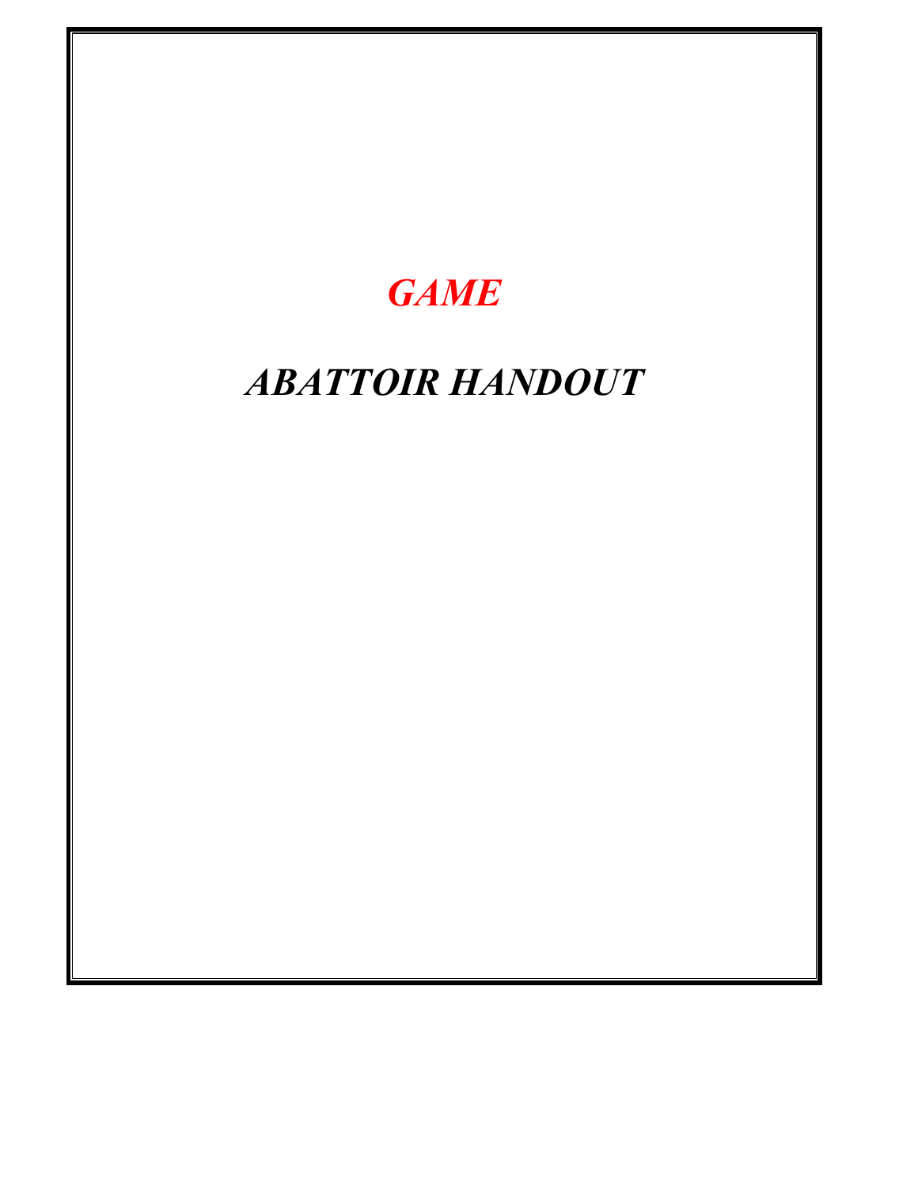# *GAME*

# *ABATTOIR HANDOUT*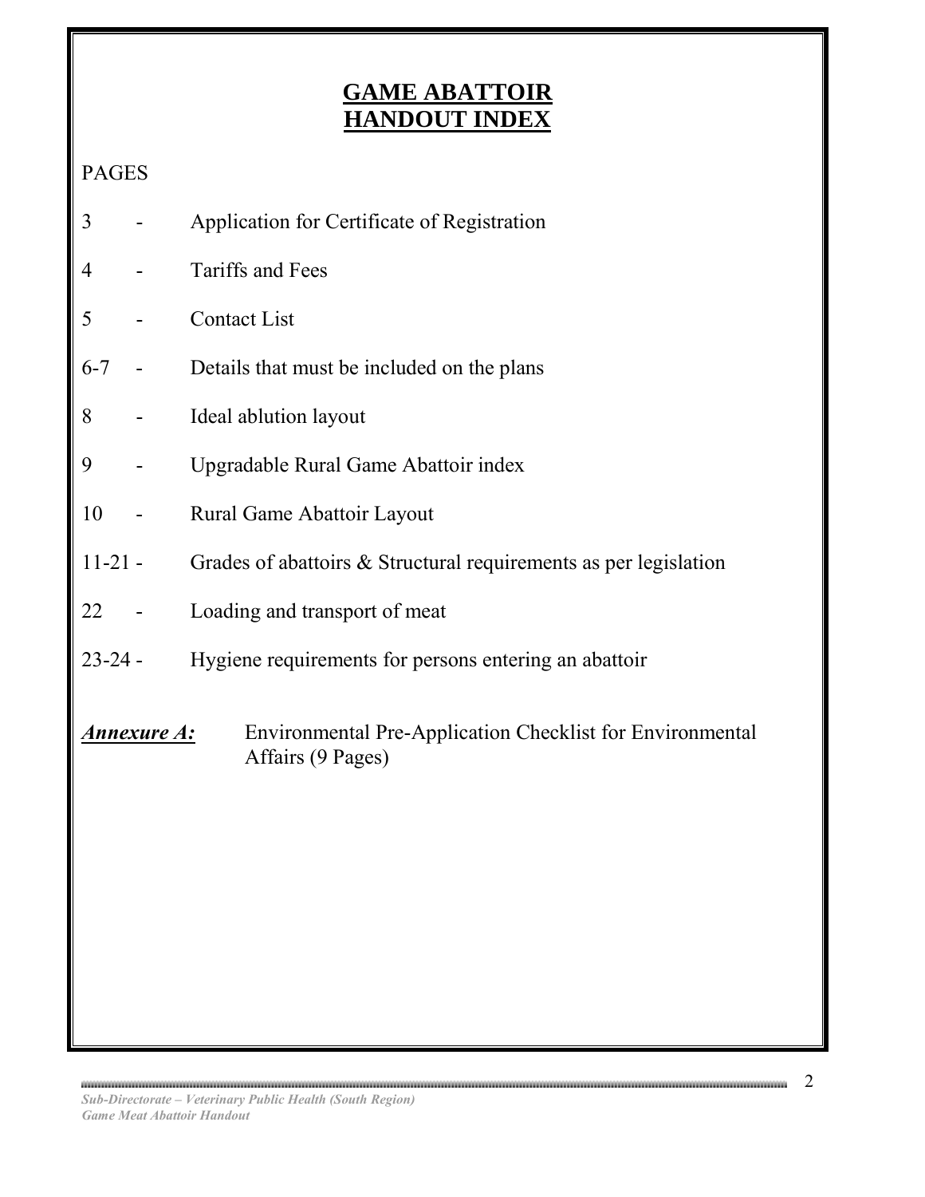# **GAME ABATTOIR HANDOUT INDEX**

PAGES

3 - Application for Certificate of Registration

4 - Tariffs and Fees

5 - Contact List

6-7 - Details that must be included on the plans

8 - Ideal ablution layout

9 - Upgradable Rural Game Abattoir index

10 - Rural Game Abattoir Layout

11-21 - Grades of abattoirs & Structural requirements as per legislation

22 - Loading and transport of meat

23-24 - Hygiene requirements for persons entering an abattoir

***Annexure A:*** Environmental Pre-Application Checklist for Environmental Affairs (9 Pages)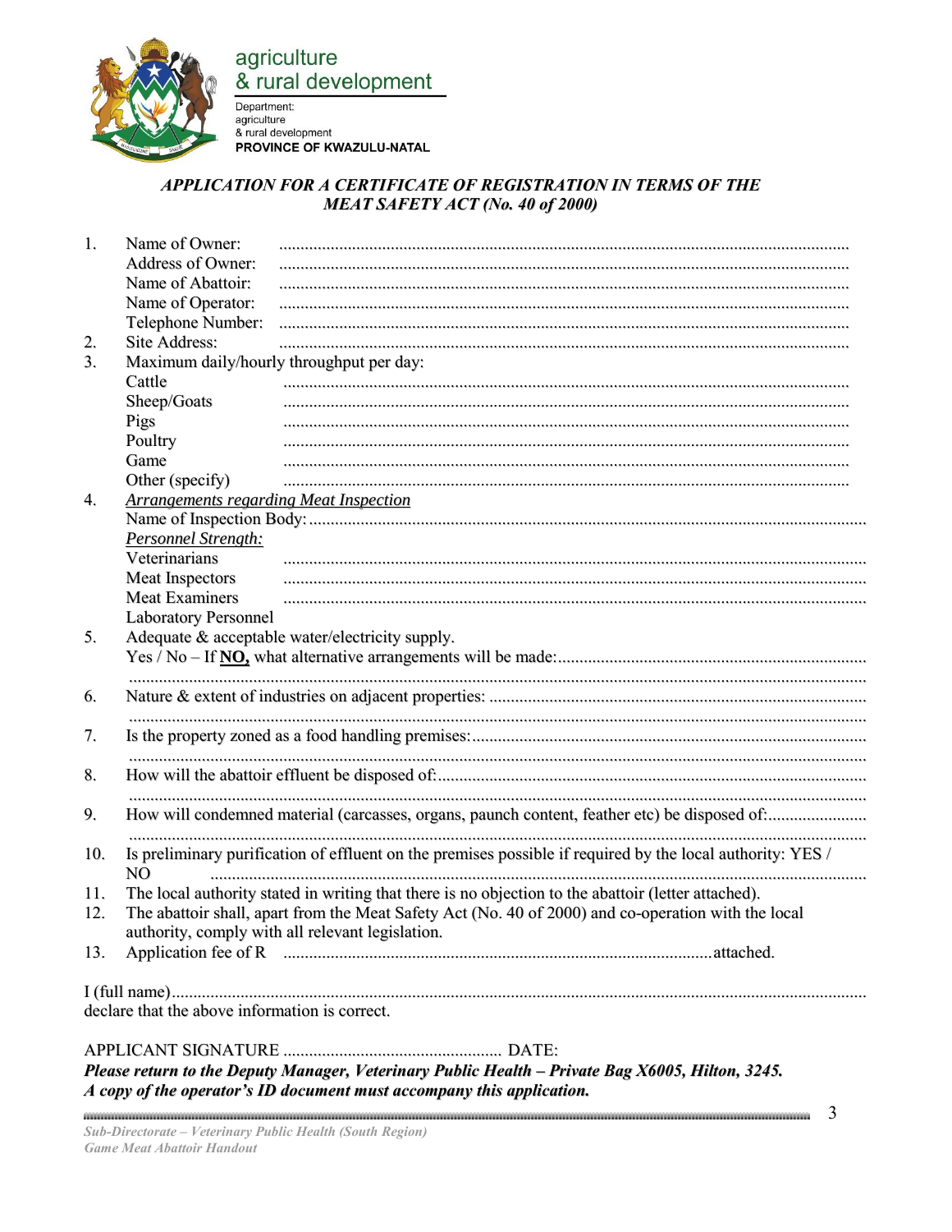agriculture
& rural development

Department:
agriculture
& rural development
**PROVINCE OF KWAZULU-NATAL**

## *APPLICATION FOR A CERTIFICATE OF REGISTRATION IN TERMS OF THE MEAT SAFETY ACT (No. 40 of 2000)*

1. Name of Owner: ..................................................................................................................

   Address of Owner: ..................................................................................................................

   Name of Abattoir: ..................................................................................................................

   Name of Operator: ..................................................................................................................

   Telephone Number: ..................................................................................................................

2. Site Address: ..................................................................................................................

3. Maximum daily/hourly throughput per day:

   Cattle ..................................................................................................................

   Sheep/Goats ..................................................................................................................

   Pigs ..................................................................................................................

   Poultry ..................................................................................................................

   Game ..................................................................................................................

   Other (specify) ..................................................................................................................

4. *Arrangements regarding Meat Inspection*

   Name of Inspection Body: ..................................................................................................................

   *Personnel Strength:*

   Veterinarians ..................................................................................................................

   Meat Inspectors ..................................................................................................................

   Meat Examiners ..................................................................................................................

   Laboratory Personnel

5. Adequate & acceptable water/electricity supply.

   Yes / No – If **NO,** what alternative arrangements will be made: ..................................................................

   ..................................................................................................................

6. Nature & extent of industries on adjacent properties: ..................................................................................

   ..................................................................................................................

7. Is the property zoned as a food handling premises: ..................................................................................

   ..................................................................................................................

8. How will the abattoir effluent be disposed of: ..................................................................................

   ..................................................................................................................

9. How will condemned material (carcasses, organs, paunch content, feather etc) be disposed of: ....................

   ..................................................................................................................

10. Is preliminary purification of effluent on the premises possible if required by the local authority: YES / NO ..................................................................................................................

11. The local authority stated in writing that there is no objection to the abattoir (letter attached).

12. The abattoir shall, apart from the Meat Safety Act (No. 40 of 2000) and co-operation with the local authority, comply with all relevant legislation.

13. Application fee of R ............................................................................................ attached.

I (full name) ..................................................................................................................

declare that the above information is correct.

APPLICANT SIGNATURE .................................................. DATE:

***Please return to the Deputy Manager, Veterinary Public Health – Private Bag X6005, Hilton, 3245.***
***A copy of the operator's ID document must accompany this application.***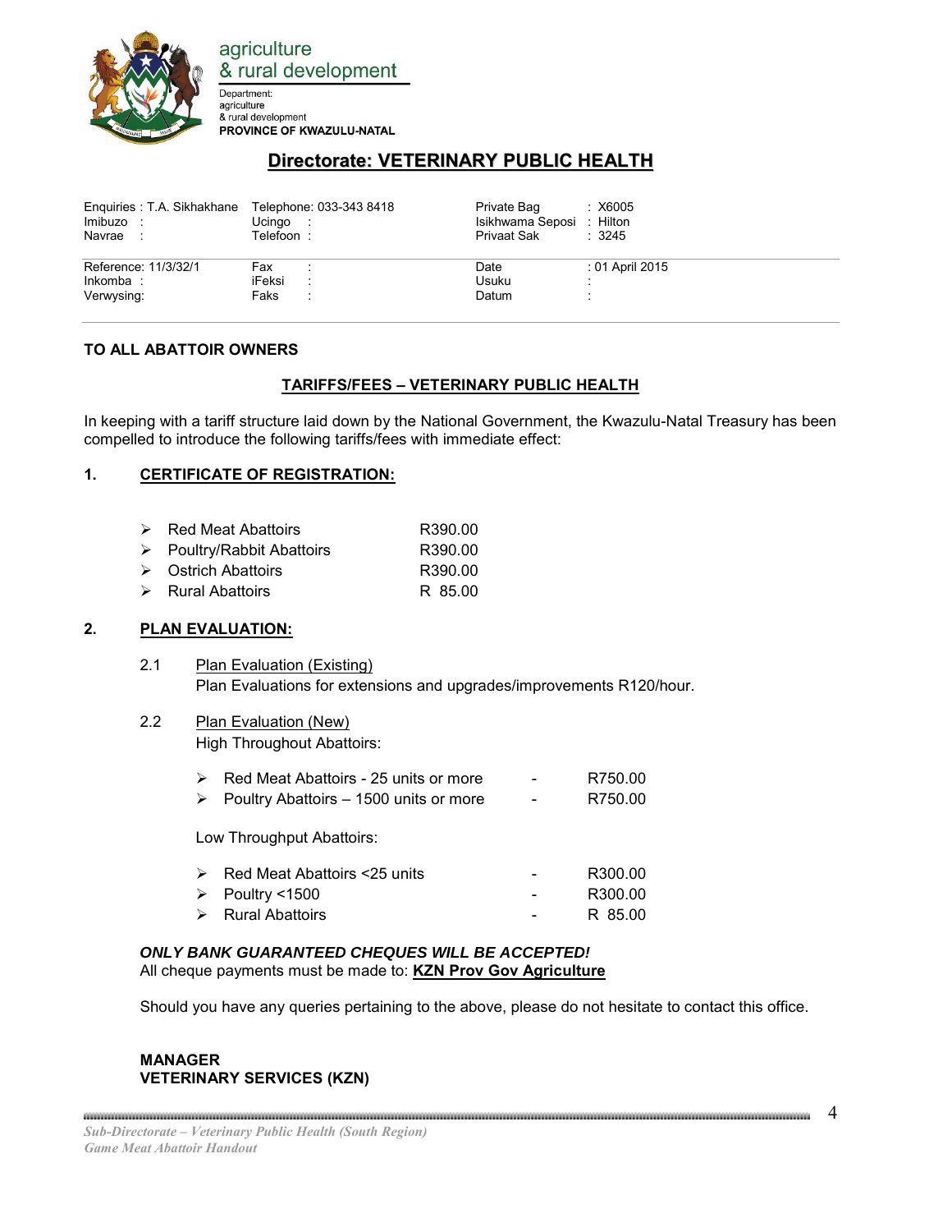agriculture
& rural development

Department:
agriculture
& rural development
**PROVINCE OF KWAZULU-NATAL**

# Directorate: VETERINARY PUBLIC HEALTH

| | | | |
|---|---|---|---|
| Enquiries : T.A. Sikhakhane<br>Imibuzo :<br>Navrae : | Telephone: 033-343 8418<br>Ucingo :<br>Telefoon : | Private Bag<br>Isikhwama Seposi<br>Privaat Sak | : X6005<br>: Hilton<br>: 3245 |
| Reference: 11/3/32/1<br>Inkomba :<br>Verwysing: | Fax :<br>iFeksi :<br>Faks : | Date<br>Usuku<br>Datum | : 01 April 2015<br>:<br>: |

**TO ALL ABATTOIR OWNERS**

**TARIFFS/FEES – VETERINARY PUBLIC HEALTH**

In keeping with a tariff structure laid down by the National Government, the Kwazulu-Natal Treasury has been compelled to introduce the following tariffs/fees with immediate effect:

## 1. CERTIFICATE OF REGISTRATION:

- Red Meat Abattoirs R390.00
- Poultry/Rabbit Abattoirs R390.00
- Ostrich Abattoirs R390.00
- Rural Abattoirs R 85.00

## 2. PLAN EVALUATION:

2.1 Plan Evaluation (Existing)
Plan Evaluations for extensions and upgrades/improvements R120/hour.

2.2 Plan Evaluation (New)
High Throughput Abattoirs:

- Red Meat Abattoirs - 25 units or more - R750.00
- Poultry Abattoirs – 1500 units or more - R750.00

Low Throughput Abattoirs:

- Red Meat Abattoirs <25 units - R300.00
- Poultry <1500 - R300.00
- Rural Abattoirs - R 85.00

***ONLY BANK GUARANTEED CHEQUES WILL BE ACCEPTED!***
All cheque payments must be made to: **KZN Prov Gov Agriculture**

Should you have any queries pertaining to the above, please do not hesitate to contact this office.

**MANAGER**
**VETERINARY SERVICES (KZN)**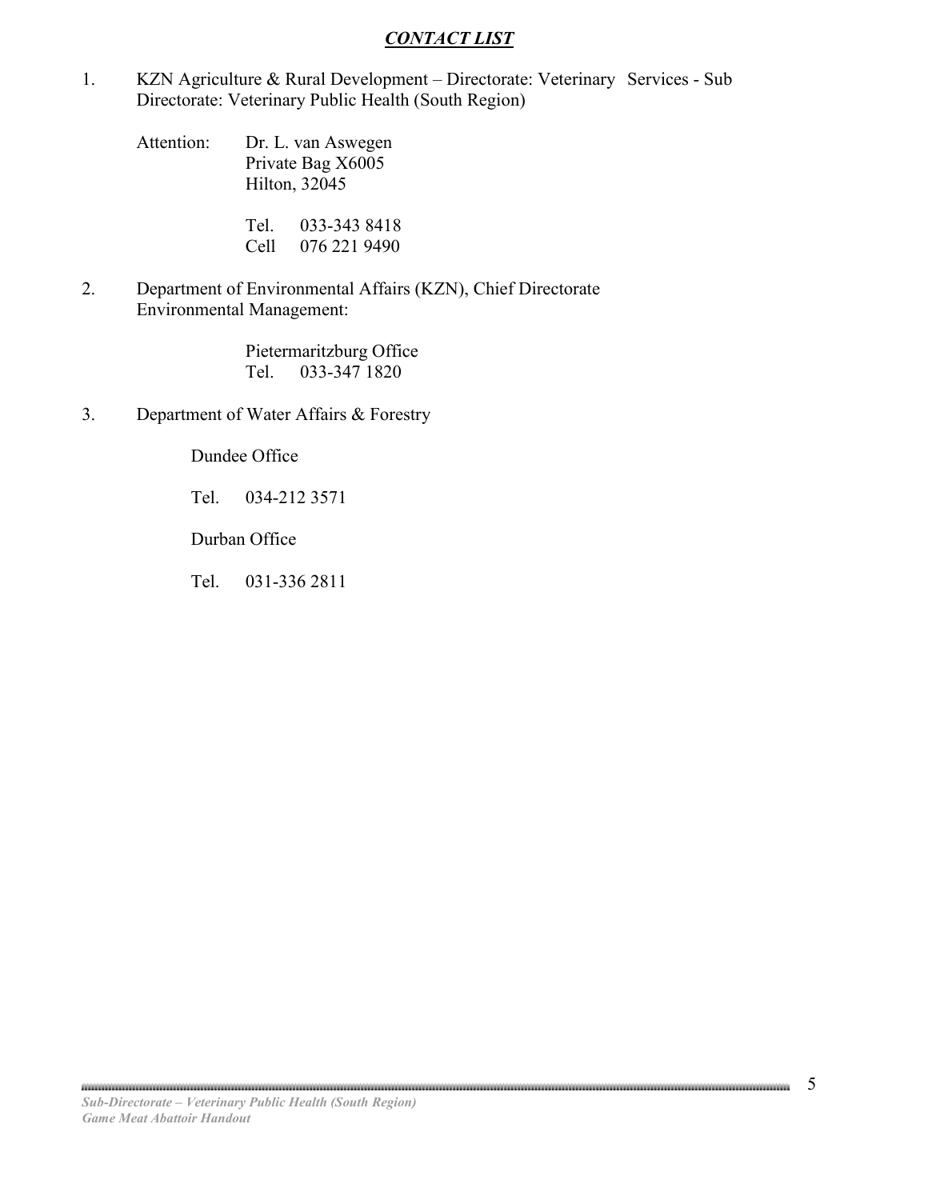## ***CONTACT LIST***

1. KZN Agriculture & Rural Development – Directorate: Veterinary Services - Sub Directorate: Veterinary Public Health (South Region)

   Attention: Dr. L. van Aswegen
   Private Bag X6005
   Hilton, 32045

   Tel. 033-343 8418
   Cell 076 221 9490

2. Department of Environmental Affairs (KZN), Chief Directorate Environmental Management:

   Pietermaritzburg Office
   Tel. 033-347 1820

3. Department of Water Affairs & Forestry

   Dundee Office

   Tel. 034-212 3571

   Durban Office

   Tel. 031-336 2811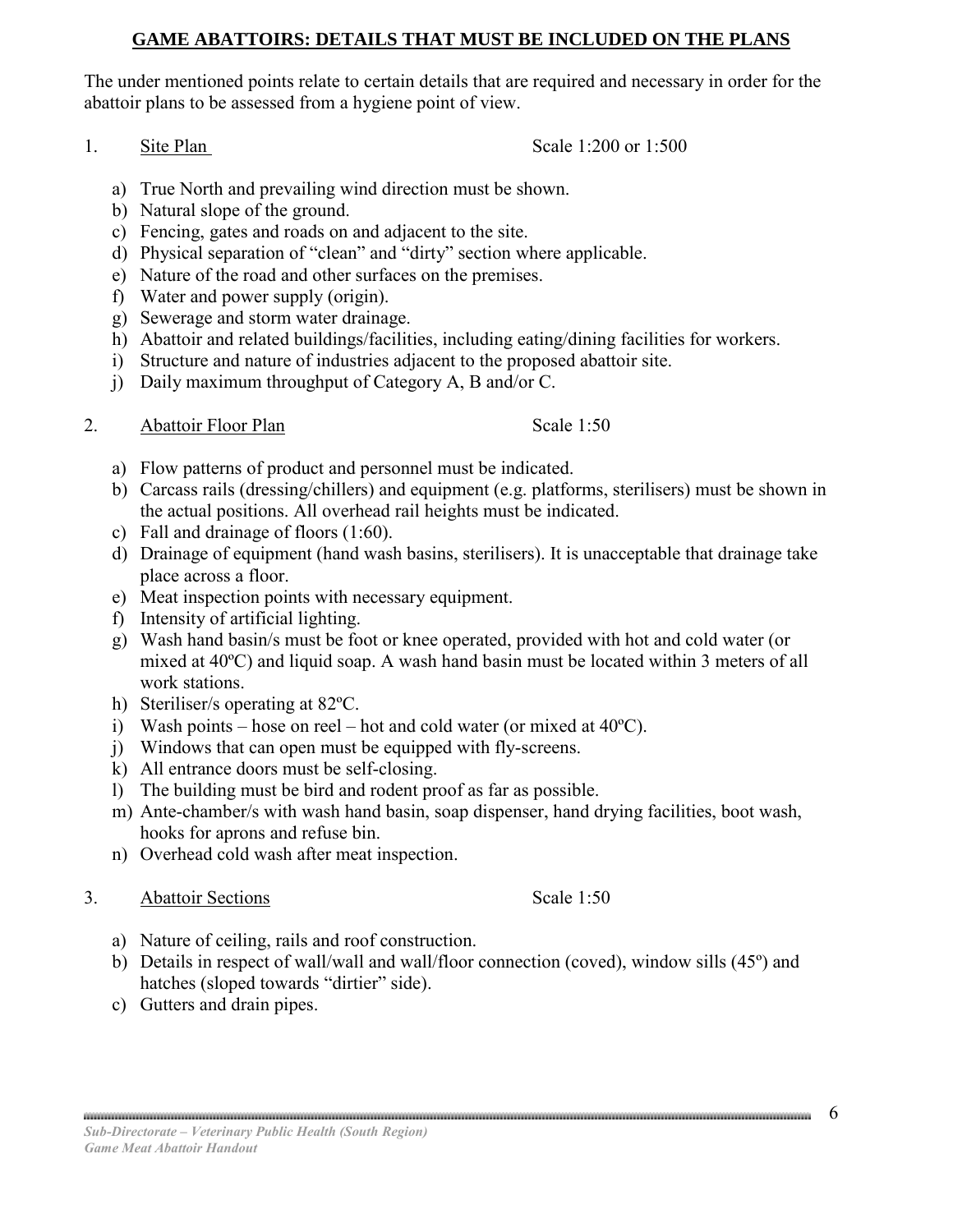## GAME ABATTOIRS: DETAILS THAT MUST BE INCLUDED ON THE PLANS

The under mentioned points relate to certain details that are required and necessary in order for the abattoir plans to be assessed from a hygiene point of view.

1. Site Plan — Scale 1:200 or 1:500

   a) True North and prevailing wind direction must be shown.
   b) Natural slope of the ground.
   c) Fencing, gates and roads on and adjacent to the site.
   d) Physical separation of "clean" and "dirty" section where applicable.
   e) Nature of the road and other surfaces on the premises.
   f) Water and power supply (origin).
   g) Sewerage and storm water drainage.
   h) Abattoir and related buildings/facilities, including eating/dining facilities for workers.
   i) Structure and nature of industries adjacent to the proposed abattoir site.
   j) Daily maximum throughput of Category A, B and/or C.

2. Abattoir Floor Plan — Scale 1:50

   a) Flow patterns of product and personnel must be indicated.
   b) Carcass rails (dressing/chillers) and equipment (e.g. platforms, sterilisers) must be shown in the actual positions. All overhead rail heights must be indicated.
   c) Fall and drainage of floors (1:60).
   d) Drainage of equipment (hand wash basins, sterilisers). It is unacceptable that drainage take place across a floor.
   e) Meat inspection points with necessary equipment.
   f) Intensity of artificial lighting.
   g) Wash hand basin/s must be foot or knee operated, provided with hot and cold water (or mixed at 40ºC) and liquid soap. A wash hand basin must be located within 3 meters of all work stations.
   h) Steriliser/s operating at 82ºC.
   i) Wash points – hose on reel – hot and cold water (or mixed at 40ºC).
   j) Windows that can open must be equipped with fly-screens.
   k) All entrance doors must be self-closing.
   l) The building must be bird and rodent proof as far as possible.
   m) Ante-chamber/s with wash hand basin, soap dispenser, hand drying facilities, boot wash, hooks for aprons and refuse bin.
   n) Overhead cold wash after meat inspection.

3. Abattoir Sections — Scale 1:50

   a) Nature of ceiling, rails and roof construction.
   b) Details in respect of wall/wall and wall/floor connection (coved), window sills (45º) and hatches (sloped towards "dirtier" side).
   c) Gutters and drain pipes.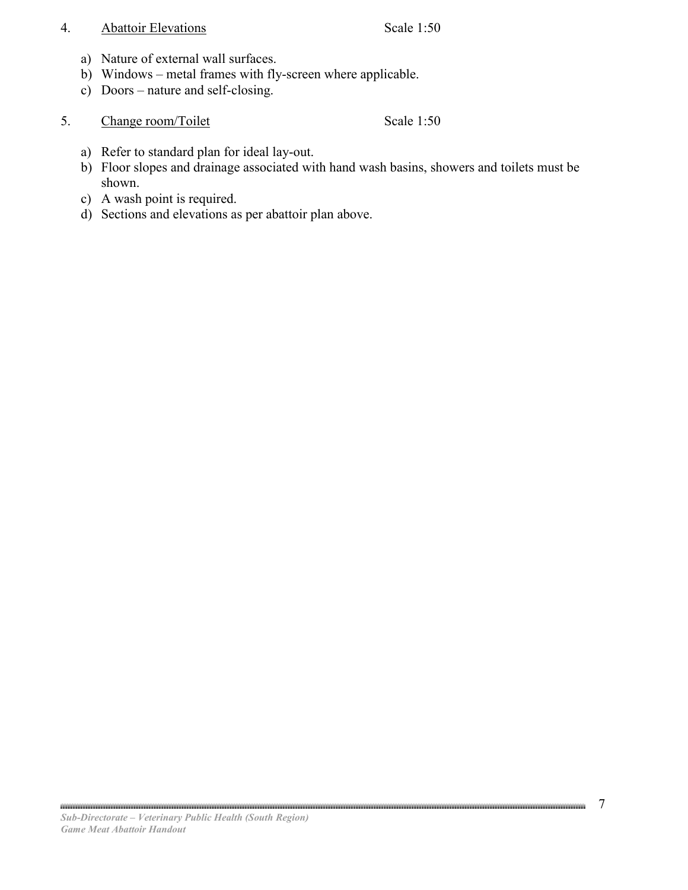4. <u>Abattoir Elevations</u> Scale 1:50

a) Nature of external wall surfaces.
b) Windows – metal frames with fly-screen where applicable.
c) Doors – nature and self-closing.

5. <u>Change room/Toilet</u> Scale 1:50

a) Refer to standard plan for ideal lay-out.
b) Floor slopes and drainage associated with hand wash basins, showers and toilets must be shown.
c) A wash point is required.
d) Sections and elevations as per abattoir plan above.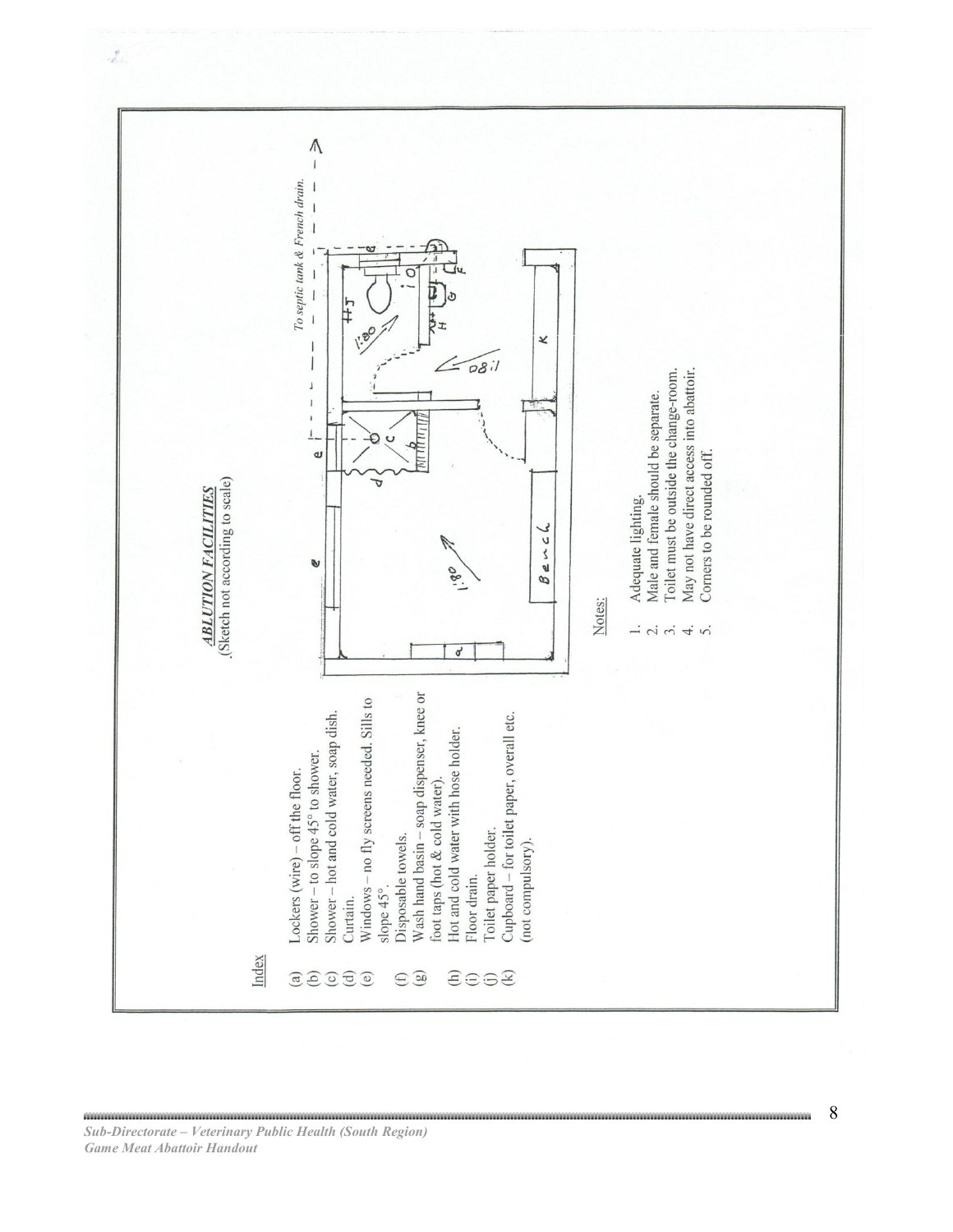## ABLUTION FACILITIES

(Sketch not according to scale)

To septic tank & French drain.

Bench

1:80

### Index

- (a) Lockers (wire) – off the floor.
- (b) Shower – to slope 45° to shower.
- (c) Shower – hot and cold water, soap dish.
- (d) Curtain.
- (e) Windows – no fly screens needed. Sills to slope 45°.
- (f) Disposable towels.
- (g) Wash hand basin – soap dispenser, knee or foot taps (hot & cold water).
- (h) Hot and cold water with hose holder.
- (i) Floor drain.
- (j) Toilet paper holder.
- (k) Cupboard – for toilet paper, overall etc. (not compulsory).

### Notes:

1. Adequate lighting.
2. Male and female should be separate.
3. Toilet must be outside the change-room.
4. May not have direct access into abattoir.
5. Corners to be rounded off.

*Sub-Directorate – Veterinary Public Health (South Region)*
*Game Meat Abattoir Handout*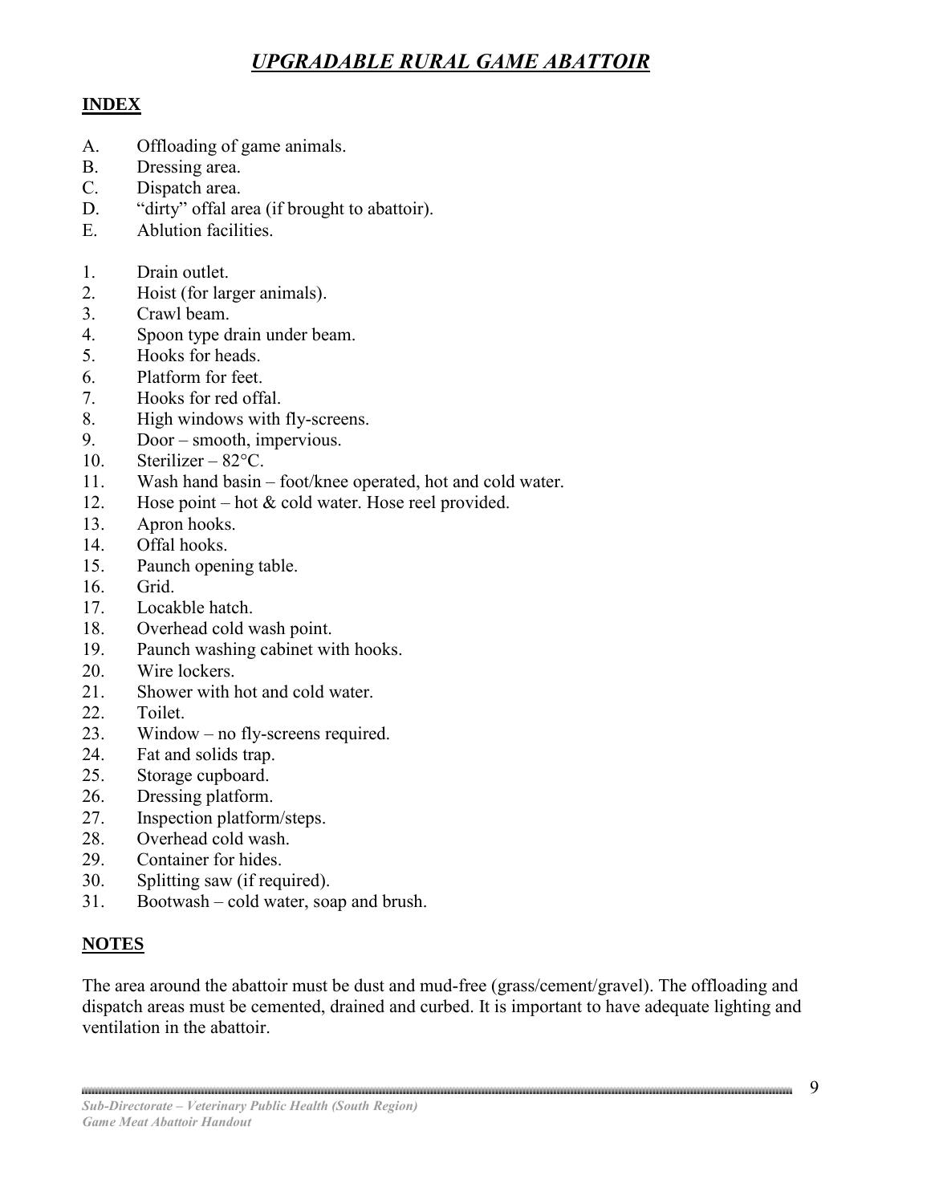# *UPGRADABLE RURAL GAME ABATTOIR*

## INDEX

A. Offloading of game animals.
B. Dressing area.
C. Dispatch area.
D. "dirty" offal area (if brought to abattoir).
E. Ablution facilities.

1. Drain outlet.
2. Hoist (for larger animals).
3. Crawl beam.
4. Spoon type drain under beam.
5. Hooks for heads.
6. Platform for feet.
7. Hooks for red offal.
8. High windows with fly-screens.
9. Door – smooth, impervious.
10. Sterilizer – 82°C.
11. Wash hand basin – foot/knee operated, hot and cold water.
12. Hose point – hot & cold water. Hose reel provided.
13. Apron hooks.
14. Offal hooks.
15. Paunch opening table.
16. Grid.
17. Locakble hatch.
18. Overhead cold wash point.
19. Paunch washing cabinet with hooks.
20. Wire lockers.
21. Shower with hot and cold water.
22. Toilet.
23. Window – no fly-screens required.
24. Fat and solids trap.
25. Storage cupboard.
26. Dressing platform.
27. Inspection platform/steps.
28. Overhead cold wash.
29. Container for hides.
30. Splitting saw (if required).
31. Bootwash – cold water, soap and brush.

## NOTES

The area around the abattoir must be dust and mud-free (grass/cement/gravel). The offloading and dispatch areas must be cemented, drained and curbed. It is important to have adequate lighting and ventilation in the abattoir.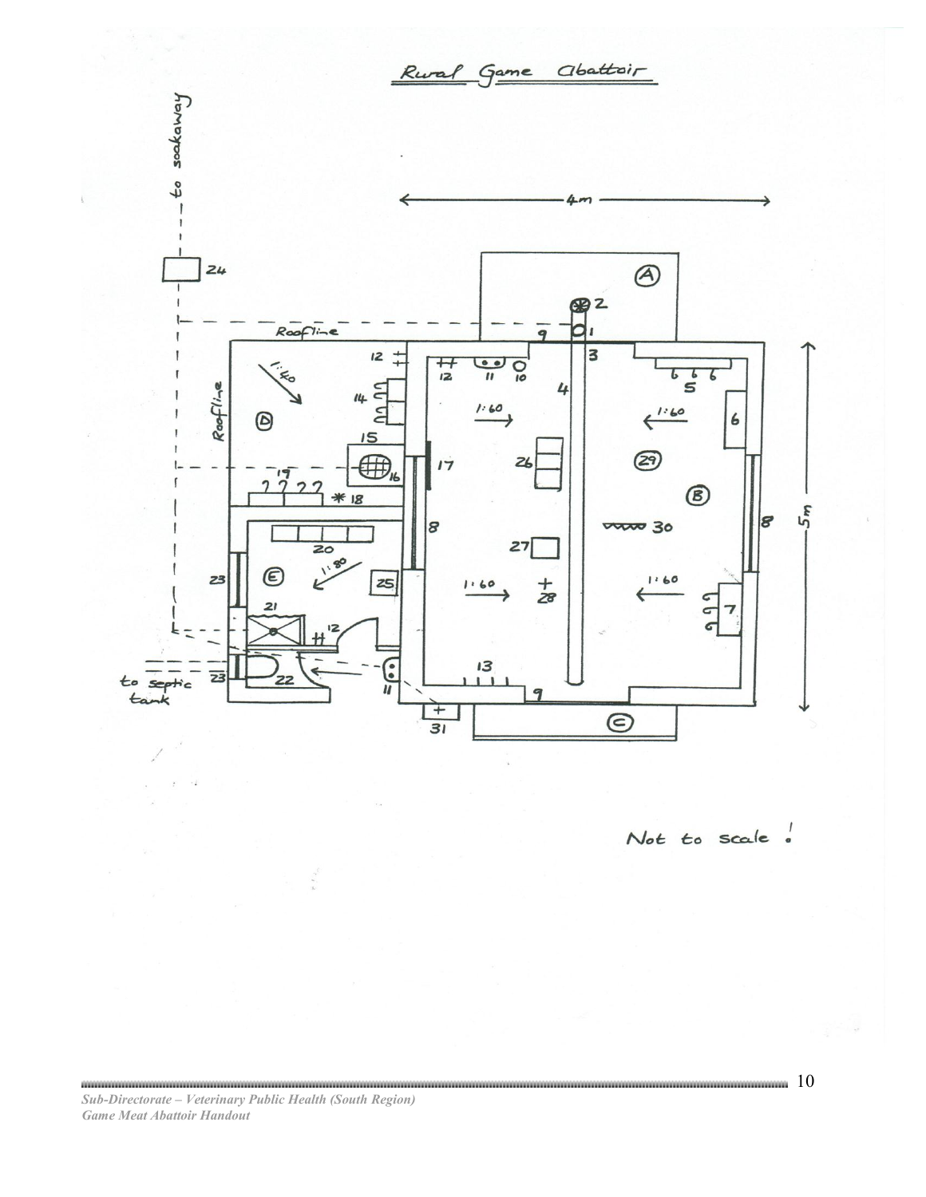# Rural Game Abattoir

to soakaway

4m

5m

Roofline

Roofline

to septic tank

1:40

1:60

1:60

1:60

1:60

1:80

(A) (B) (C) (D) (E)

1 2 3 4 5 6 7 8 9 10 11 12 13 14 15 16 17 18 19 20 21 22 23 24 25 26 27 28 29 30 31

Not to scale !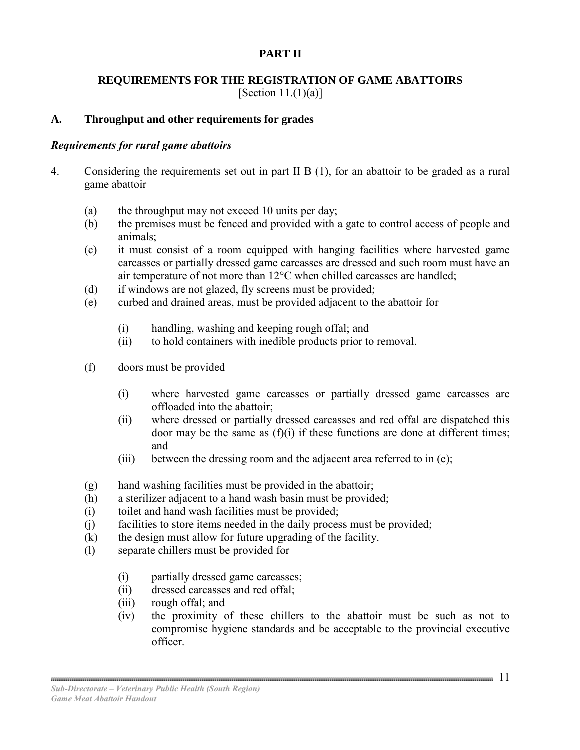**PART II**

**REQUIREMENTS FOR THE REGISTRATION OF GAME ABATTOIRS**
[Section 11.(1)(a)]

## A. Throughput and other requirements for grades

***Requirements for rural game abattoirs***

4. Considering the requirements set out in part II B (1), for an abattoir to be graded as a rural game abattoir –

   (a) the throughput may not exceed 10 units per day;
   (b) the premises must be fenced and provided with a gate to control access of people and animals;
   (c) it must consist of a room equipped with hanging facilities where harvested game carcasses or partially dressed game carcasses are dressed and such room must have an air temperature of not more than 12°C when chilled carcasses are handled;
   (d) if windows are not glazed, fly screens must be provided;
   (e) curbed and drained areas, must be provided adjacent to the abattoir for –

      (i) handling, washing and keeping rough offal; and
      (ii) to hold containers with inedible products prior to removal.

   (f) doors must be provided –

      (i) where harvested game carcasses or partially dressed game carcasses are offloaded into the abattoir;
      (ii) where dressed or partially dressed carcasses and red offal are dispatched this door may be the same as (f)(i) if these functions are done at different times; and
      (iii) between the dressing room and the adjacent area referred to in (e);

   (g) hand washing facilities must be provided in the abattoir;
   (h) a sterilizer adjacent to a hand wash basin must be provided;
   (i) toilet and hand wash facilities must be provided;
   (j) facilities to store items needed in the daily process must be provided;
   (k) the design must allow for future upgrading of the facility.
   (l) separate chillers must be provided for –

      (i) partially dressed game carcasses;
      (ii) dressed carcasses and red offal;
      (iii) rough offal; and
      (iv) the proximity of these chillers to the abattoir must be such as not to compromise hygiene standards and be acceptable to the provincial executive officer.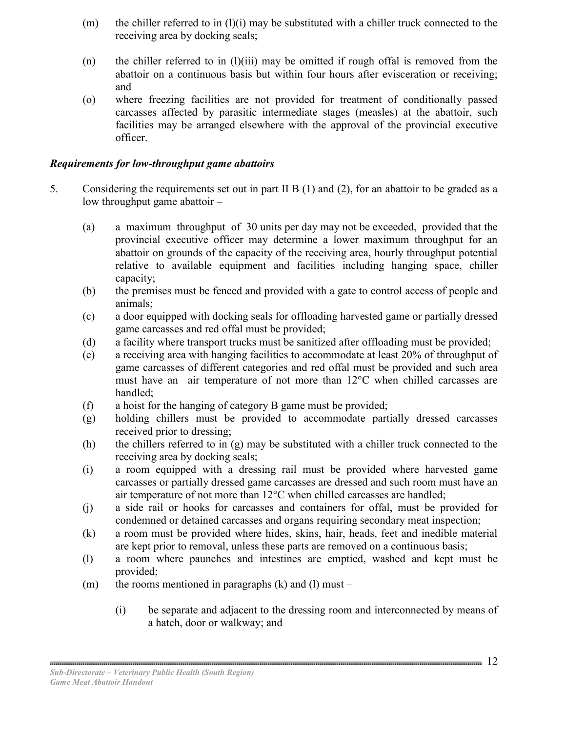(m) the chiller referred to in (l)(i) may be substituted with a chiller truck connected to the receiving area by docking seals;

(n) the chiller referred to in (l)(iii) may be omitted if rough offal is removed from the abattoir on a continuous basis but within four hours after evisceration or receiving; and

(o) where freezing facilities are not provided for treatment of conditionally passed carcasses affected by parasitic intermediate stages (measles) at the abattoir, such facilities may be arranged elsewhere with the approval of the provincial executive officer.

***Requirements for low-throughput game abattoirs***

5. Considering the requirements set out in part II B (1) and (2), for an abattoir to be graded as a low throughput game abattoir –

   (a) a maximum throughput of 30 units per day may not be exceeded, provided that the provincial executive officer may determine a lower maximum throughput for an abattoir on grounds of the capacity of the receiving area, hourly throughput potential relative to available equipment and facilities including hanging space, chiller capacity;
   (b) the premises must be fenced and provided with a gate to control access of people and animals;
   (c) a door equipped with docking seals for offloading harvested game or partially dressed game carcasses and red offal must be provided;
   (d) a facility where transport trucks must be sanitized after offloading must be provided;
   (e) a receiving area with hanging facilities to accommodate at least 20% of throughput of game carcasses of different categories and red offal must be provided and such area must have an air temperature of not more than 12°C when chilled carcasses are handled;
   (f) a hoist for the hanging of category B game must be provided;
   (g) holding chillers must be provided to accommodate partially dressed carcasses received prior to dressing;
   (h) the chillers referred to in (g) may be substituted with a chiller truck connected to the receiving area by docking seals;
   (i) a room equipped with a dressing rail must be provided where harvested game carcasses or partially dressed game carcasses are dressed and such room must have an air temperature of not more than 12°C when chilled carcasses are handled;
   (j) a side rail or hooks for carcasses and containers for offal, must be provided for condemned or detained carcasses and organs requiring secondary meat inspection;
   (k) a room must be provided where hides, skins, hair, heads, feet and inedible material are kept prior to removal, unless these parts are removed on a continuous basis;
   (l) a room where paunches and intestines are emptied, washed and kept must be provided;
   (m) the rooms mentioned in paragraphs (k) and (l) must –

      (i) be separate and adjacent to the dressing room and interconnected by means of a hatch, door or walkway; and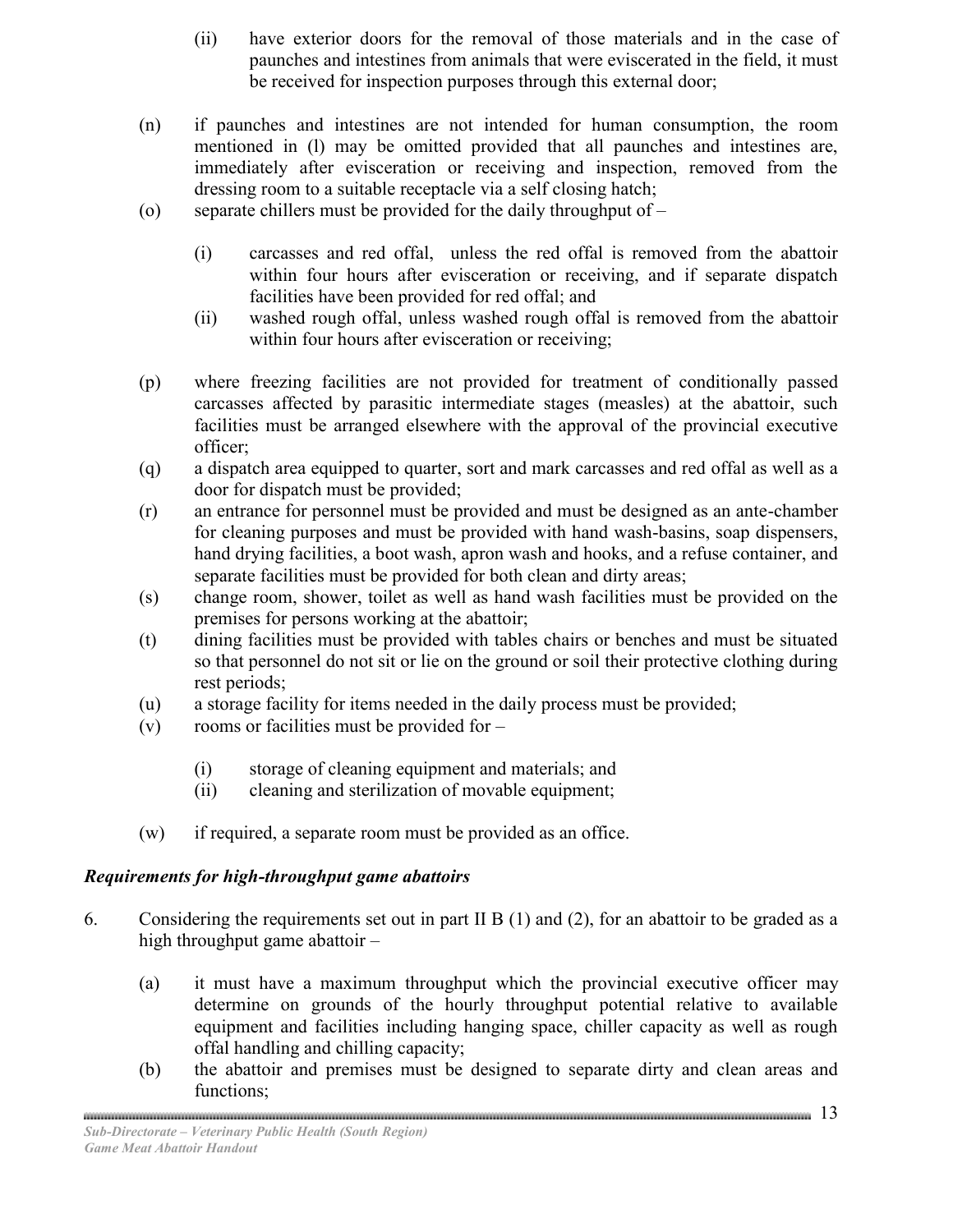(ii) have exterior doors for the removal of those materials and in the case of paunches and intestines from animals that were eviscerated in the field, it must be received for inspection purposes through this external door;

(n) if paunches and intestines are not intended for human consumption, the room mentioned in (l) may be omitted provided that all paunches and intestines are, immediately after evisceration or receiving and inspection, removed from the dressing room to a suitable receptacle via a self closing hatch;

(o) separate chillers must be provided for the daily throughput of –

   (i) carcasses and red offal, unless the red offal is removed from the abattoir within four hours after evisceration or receiving, and if separate dispatch facilities have been provided for red offal; and

   (ii) washed rough offal, unless washed rough offal is removed from the abattoir within four hours after evisceration or receiving;

(p) where freezing facilities are not provided for treatment of conditionally passed carcasses affected by parasitic intermediate stages (measles) at the abattoir, such facilities must be arranged elsewhere with the approval of the provincial executive officer;

(q) a dispatch area equipped to quarter, sort and mark carcasses and red offal as well as a door for dispatch must be provided;

(r) an entrance for personnel must be provided and must be designed as an ante-chamber for cleaning purposes and must be provided with hand wash-basins, soap dispensers, hand drying facilities, a boot wash, apron wash and hooks, and a refuse container, and separate facilities must be provided for both clean and dirty areas;

(s) change room, shower, toilet as well as hand wash facilities must be provided on the premises for persons working at the abattoir;

(t) dining facilities must be provided with tables chairs or benches and must be situated so that personnel do not sit or lie on the ground or soil their protective clothing during rest periods;

(u) a storage facility for items needed in the daily process must be provided;

(v) rooms or facilities must be provided for –

   (i) storage of cleaning equipment and materials; and

   (ii) cleaning and sterilization of movable equipment;

(w) if required, a separate room must be provided as an office.

***Requirements for high-throughput game abattoirs***

6. Considering the requirements set out in part II B (1) and (2), for an abattoir to be graded as a high throughput game abattoir –

   (a) it must have a maximum throughput which the provincial executive officer may determine on grounds of the hourly throughput potential relative to available equipment and facilities including hanging space, chiller capacity as well as rough offal handling and chilling capacity;

   (b) the abattoir and premises must be designed to separate dirty and clean areas and functions;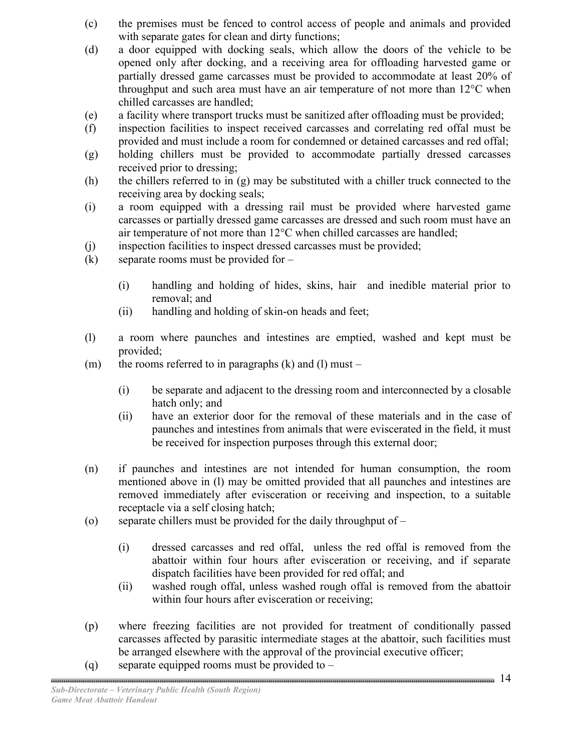(c) the premises must be fenced to control access of people and animals and provided with separate gates for clean and dirty functions;

(d) a door equipped with docking seals, which allow the doors of the vehicle to be opened only after docking, and a receiving area for offloading harvested game or partially dressed game carcasses must be provided to accommodate at least 20% of throughput and such area must have an air temperature of not more than 12°C when chilled carcasses are handled;

(e) a facility where transport trucks must be sanitized after offloading must be provided;

(f) inspection facilities to inspect received carcasses and correlating red offal must be provided and must include a room for condemned or detained carcasses and red offal;

(g) holding chillers must be provided to accommodate partially dressed carcasses received prior to dressing;

(h) the chillers referred to in (g) may be substituted with a chiller truck connected to the receiving area by docking seals;

(i) a room equipped with a dressing rail must be provided where harvested game carcasses or partially dressed game carcasses are dressed and such room must have an air temperature of not more than 12°C when chilled carcasses are handled;

(j) inspection facilities to inspect dressed carcasses must be provided;

(k) separate rooms must be provided for –

 (i) handling and holding of hides, skins, hair and inedible material prior to removal; and

 (ii) handling and holding of skin-on heads and feet;

(l) a room where paunches and intestines are emptied, washed and kept must be provided;

(m) the rooms referred to in paragraphs (k) and (l) must –

 (i) be separate and adjacent to the dressing room and interconnected by a closable hatch only; and

 (ii) have an exterior door for the removal of these materials and in the case of paunches and intestines from animals that were eviscerated in the field, it must be received for inspection purposes through this external door;

(n) if paunches and intestines are not intended for human consumption, the room mentioned above in (l) may be omitted provided that all paunches and intestines are removed immediately after evisceration or receiving and inspection, to a suitable receptacle via a self closing hatch;

(o) separate chillers must be provided for the daily throughput of –

 (i) dressed carcasses and red offal, unless the red offal is removed from the abattoir within four hours after evisceration or receiving, and if separate dispatch facilities have been provided for red offal; and

 (ii) washed rough offal, unless washed rough offal is removed from the abattoir within four hours after evisceration or receiving;

(p) where freezing facilities are not provided for treatment of conditionally passed carcasses affected by parasitic intermediate stages at the abattoir, such facilities must be arranged elsewhere with the approval of the provincial executive officer;

(q) separate equipped rooms must be provided to –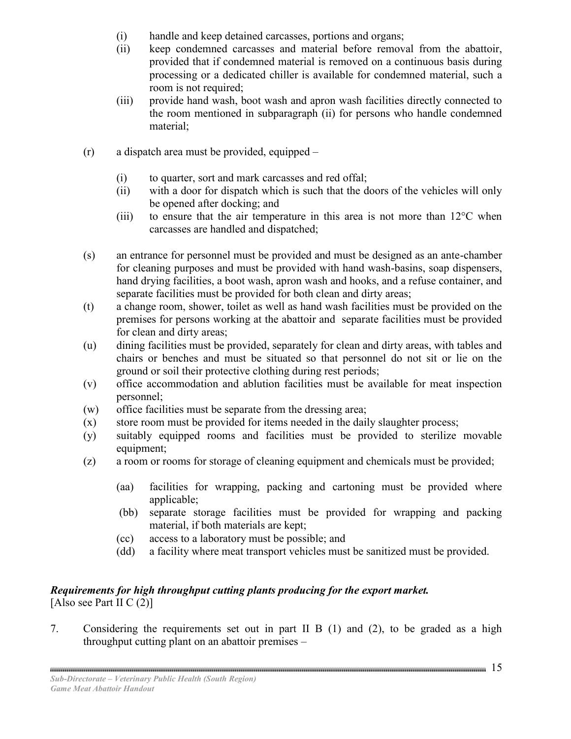(i) handle and keep detained carcasses, portions and organs;
(ii) keep condemned carcasses and material before removal from the abattoir, provided that if condemned material is removed on a continuous basis during processing or a dedicated chiller is available for condemned material, such a room is not required;
(iii) provide hand wash, boot wash and apron wash facilities directly connected to the room mentioned in subparagraph (ii) for persons who handle condemned material;

(r) a dispatch area must be provided, equipped –

(i) to quarter, sort and mark carcasses and red offal;
(ii) with a door for dispatch which is such that the doors of the vehicles will only be opened after docking; and
(iii) to ensure that the air temperature in this area is not more than 12°C when carcasses are handled and dispatched;

(s) an entrance for personnel must be provided and must be designed as an ante-chamber for cleaning purposes and must be provided with hand wash-basins, soap dispensers, hand drying facilities, a boot wash, apron wash and hooks, and a refuse container, and separate facilities must be provided for both clean and dirty areas;
(t) a change room, shower, toilet as well as hand wash facilities must be provided on the premises for persons working at the abattoir and separate facilities must be provided for clean and dirty areas;
(u) dining facilities must be provided, separately for clean and dirty areas, with tables and chairs or benches and must be situated so that personnel do not sit or lie on the ground or soil their protective clothing during rest periods;
(v) office accommodation and ablution facilities must be available for meat inspection personnel;
(w) office facilities must be separate from the dressing area;
(x) store room must be provided for items needed in the daily slaughter process;
(y) suitably equipped rooms and facilities must be provided to sterilize movable equipment;
(z) a room or rooms for storage of cleaning equipment and chemicals must be provided;

(aa) facilities for wrapping, packing and cartoning must be provided where applicable;
(bb) separate storage facilities must be provided for wrapping and packing material, if both materials are kept;
(cc) access to a laboratory must be possible; and
(dd) a facility where meat transport vehicles must be sanitized must be provided.

***Requirements for high throughput cutting plants producing for the export market.***
[Also see Part II C (2)]

7. Considering the requirements set out in part II B (1) and (2), to be graded as a high throughput cutting plant on an abattoir premises –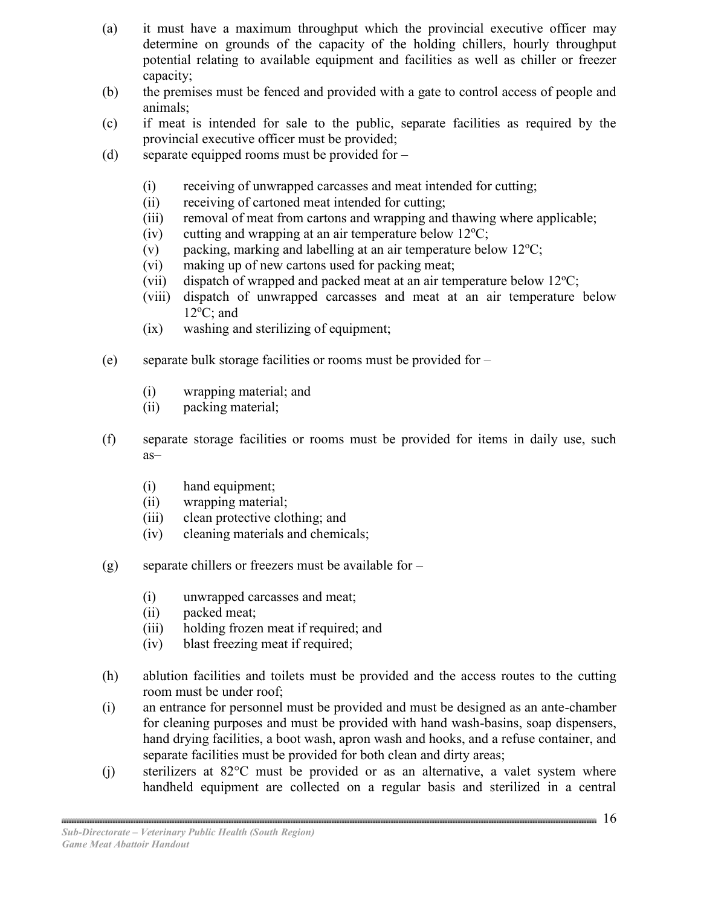(a) it must have a maximum throughput which the provincial executive officer may determine on grounds of the capacity of the holding chillers, hourly throughput potential relating to available equipment and facilities as well as chiller or freezer capacity;

(b) the premises must be fenced and provided with a gate to control access of people and animals;

(c) if meat is intended for sale to the public, separate facilities as required by the provincial executive officer must be provided;

(d) separate equipped rooms must be provided for –

  (i) receiving of unwrapped carcasses and meat intended for cutting;
  (ii) receiving of cartoned meat intended for cutting;
  (iii) removal of meat from cartons and wrapping and thawing where applicable;
  (iv) cutting and wrapping at an air temperature below 12°C;
  (v) packing, marking and labelling at an air temperature below 12°C;
  (vi) making up of new cartons used for packing meat;
  (vii) dispatch of wrapped and packed meat at an air temperature below 12°C;
  (viii) dispatch of unwrapped carcasses and meat at an air temperature below 12°C; and
  (ix) washing and sterilizing of equipment;

(e) separate bulk storage facilities or rooms must be provided for –

  (i) wrapping material; and
  (ii) packing material;

(f) separate storage facilities or rooms must be provided for items in daily use, such as–

  (i) hand equipment;
  (ii) wrapping material;
  (iii) clean protective clothing; and
  (iv) cleaning materials and chemicals;

(g) separate chillers or freezers must be available for –

  (i) unwrapped carcasses and meat;
  (ii) packed meat;
  (iii) holding frozen meat if required; and
  (iv) blast freezing meat if required;

(h) ablution facilities and toilets must be provided and the access routes to the cutting room must be under roof;

(i) an entrance for personnel must be provided and must be designed as an ante-chamber for cleaning purposes and must be provided with hand wash-basins, soap dispensers, hand drying facilities, a boot wash, apron wash and hooks, and a refuse container, and separate facilities must be provided for both clean and dirty areas;

(j) sterilizers at 82°C must be provided or as an alternative, a valet system where handheld equipment are collected on a regular basis and sterilized in a central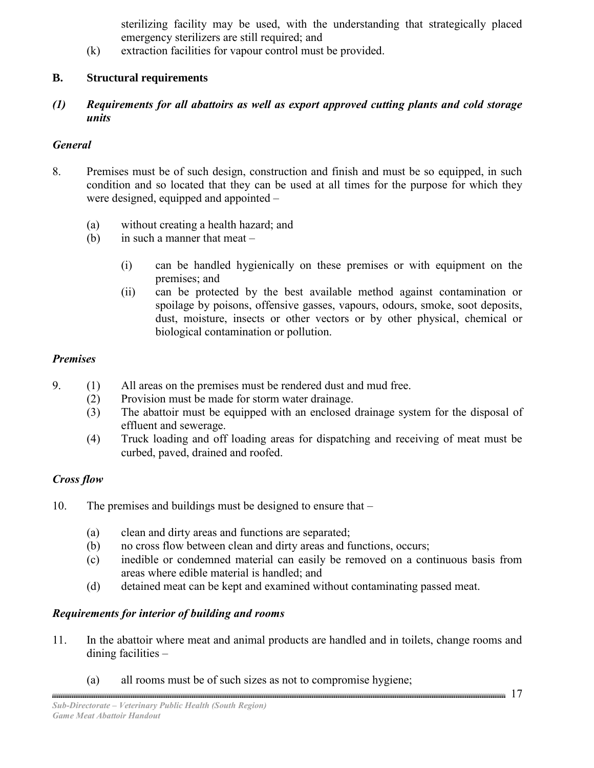sterilizing facility may be used, with the understanding that strategically placed emergency sterilizers are still required; and

(k) extraction facilities for vapour control must be provided.

## B. Structural requirements

### *(1) Requirements for all abattoirs as well as export approved cutting plants and cold storage units*

#### *General*

8. Premises must be of such design, construction and finish and must be so equipped, in such condition and so located that they can be used at all times for the purpose for which they were designed, equipped and appointed –

    (a) without creating a health hazard; and
    (b) in such a manner that meat –

        (i) can be handled hygienically on these premises or with equipment on the premises; and
        (ii) can be protected by the best available method against contamination or spoilage by poisons, offensive gasses, vapours, odours, smoke, soot deposits, dust, moisture, insects or other vectors or by other physical, chemical or biological contamination or pollution.

#### *Premises*

9. (1) All areas on the premises must be rendered dust and mud free.
   (2) Provision must be made for storm water drainage.
   (3) The abattoir must be equipped with an enclosed drainage system for the disposal of effluent and sewerage.
   (4) Truck loading and off loading areas for dispatching and receiving of meat must be curbed, paved, drained and roofed.

#### *Cross flow*

10. The premises and buildings must be designed to ensure that –

    (a) clean and dirty areas and functions are separated;
    (b) no cross flow between clean and dirty areas and functions, occurs;
    (c) inedible or condemned material can easily be removed on a continuous basis from areas where edible material is handled; and
    (d) detained meat can be kept and examined without contaminating passed meat.

#### *Requirements for interior of building and rooms*

11. In the abattoir where meat and animal products are handled and in toilets, change rooms and dining facilities –

    (a) all rooms must be of such sizes as not to compromise hygiene;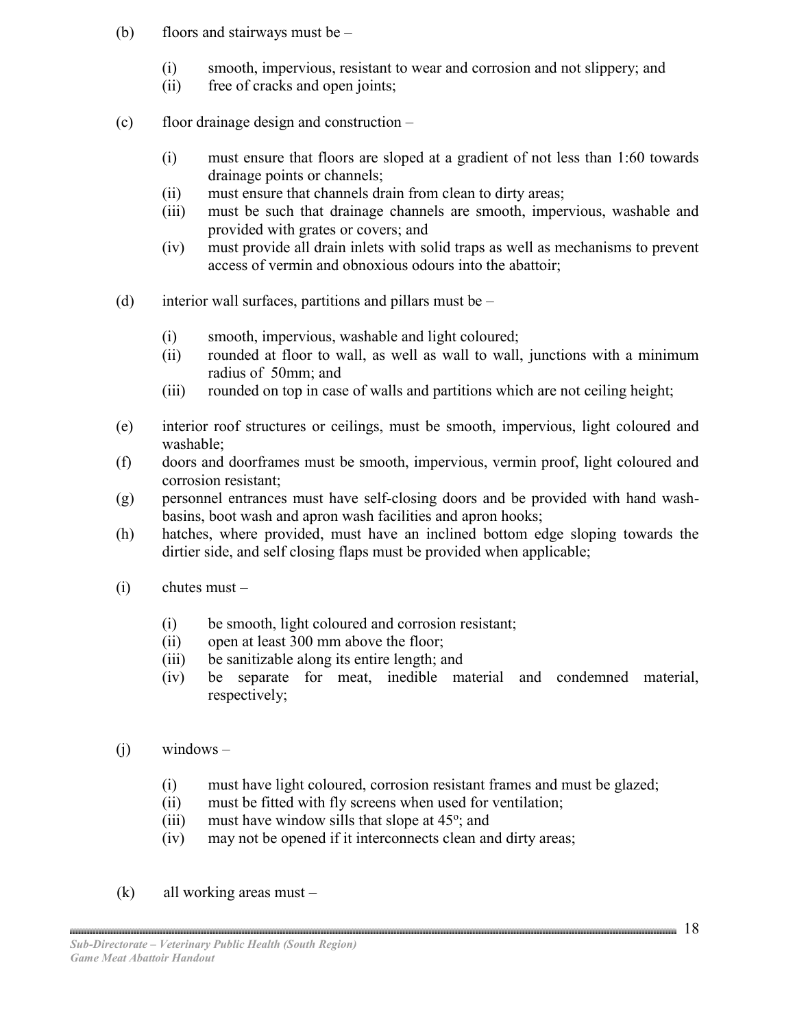(b) floors and stairways must be –

  (i) smooth, impervious, resistant to wear and corrosion and not slippery; and
  (ii) free of cracks and open joints;

(c) floor drainage design and construction –

  (i) must ensure that floors are sloped at a gradient of not less than 1:60 towards drainage points or channels;
  (ii) must ensure that channels drain from clean to dirty areas;
  (iii) must be such that drainage channels are smooth, impervious, washable and provided with grates or covers; and
  (iv) must provide all drain inlets with solid traps as well as mechanisms to prevent access of vermin and obnoxious odours into the abattoir;

(d) interior wall surfaces, partitions and pillars must be –

  (i) smooth, impervious, washable and light coloured;
  (ii) rounded at floor to wall, as well as wall to wall, junctions with a minimum radius of 50mm; and
  (iii) rounded on top in case of walls and partitions which are not ceiling height;

(e) interior roof structures or ceilings, must be smooth, impervious, light coloured and washable;

(f) doors and doorframes must be smooth, impervious, vermin proof, light coloured and corrosion resistant;

(g) personnel entrances must have self-closing doors and be provided with hand wash-basins, boot wash and apron wash facilities and apron hooks;

(h) hatches, where provided, must have an inclined bottom edge sloping towards the dirtier side, and self closing flaps must be provided when applicable;

(i) chutes must –

  (i) be smooth, light coloured and corrosion resistant;
  (ii) open at least 300 mm above the floor;
  (iii) be sanitizable along its entire length; and
  (iv) be separate for meat, inedible material and condemned material, respectively;

(j) windows –

  (i) must have light coloured, corrosion resistant frames and must be glazed;
  (ii) must be fitted with fly screens when used for ventilation;
  (iii) must have window sills that slope at 45°; and
  (iv) may not be opened if it interconnects clean and dirty areas;

(k) all working areas must –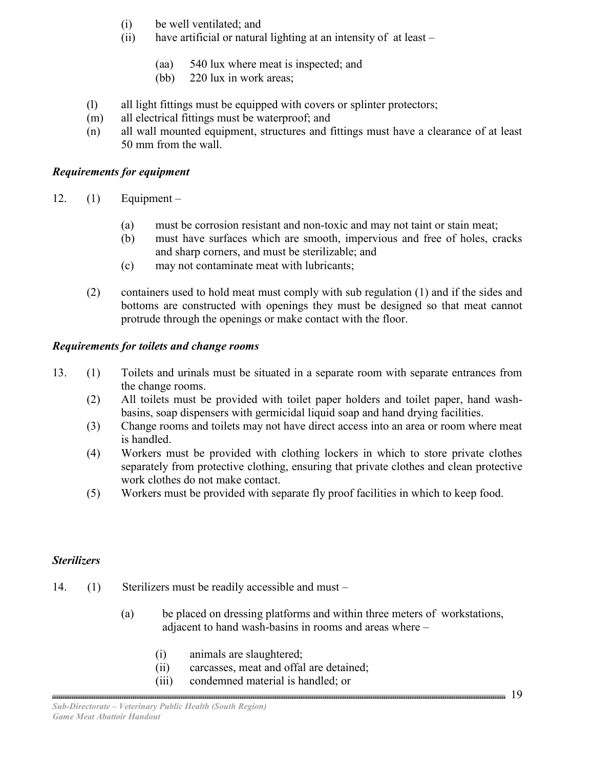(i) be well ventilated; and

(ii) have artificial or natural lighting at an intensity of at least –

(aa) 540 lux where meat is inspected; and

(bb) 220 lux in work areas;

(l) all light fittings must be equipped with covers or splinter protectors;

(m) all electrical fittings must be waterproof; and

(n) all wall mounted equipment, structures and fittings must have a clearance of at least 50 mm from the wall.

***Requirements for equipment***

12. (1) Equipment –

(a) must be corrosion resistant and non-toxic and may not taint or stain meat;

(b) must have surfaces which are smooth, impervious and free of holes, cracks and sharp corners, and must be sterilizable; and

(c) may not contaminate meat with lubricants;

(2) containers used to hold meat must comply with sub regulation (1) and if the sides and bottoms are constructed with openings they must be designed so that meat cannot protrude through the openings or make contact with the floor.

***Requirements for toilets and change rooms***

13. (1) Toilets and urinals must be situated in a separate room with separate entrances from the change rooms.

(2) All toilets must be provided with toilet paper holders and toilet paper, hand wash-basins, soap dispensers with germicidal liquid soap and hand drying facilities.

(3) Change rooms and toilets may not have direct access into an area or room where meat is handled.

(4) Workers must be provided with clothing lockers in which to store private clothes separately from protective clothing, ensuring that private clothes and clean protective work clothes do not make contact.

(5) Workers must be provided with separate fly proof facilities in which to keep food.

***Sterilizers***

14. (1) Sterilizers must be readily accessible and must –

(a) be placed on dressing platforms and within three meters of workstations, adjacent to hand wash-basins in rooms and areas where –

(i) animals are slaughtered;

(ii) carcasses, meat and offal are detained;

(iii) condemned material is handled; or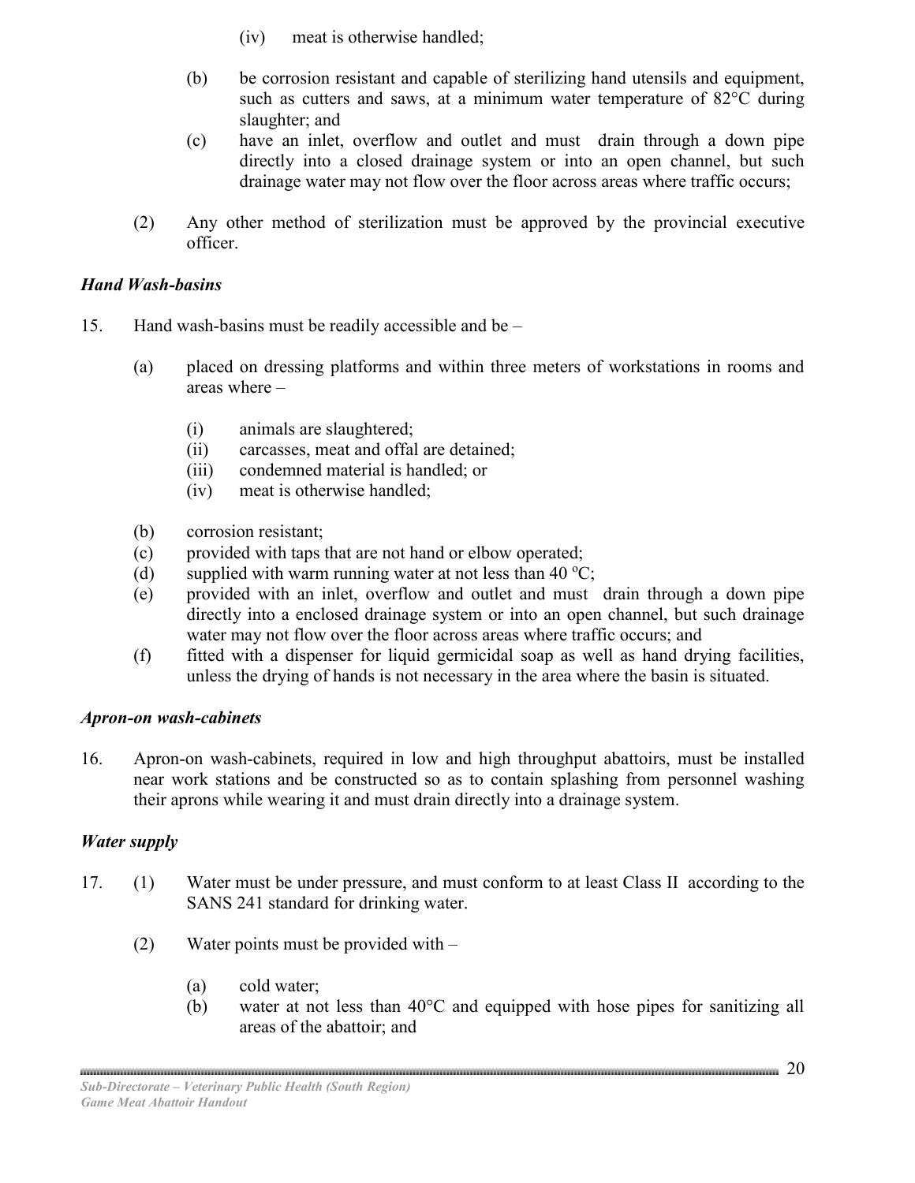(iv) meat is otherwise handled;

(b) be corrosion resistant and capable of sterilizing hand utensils and equipment, such as cutters and saws, at a minimum water temperature of 82°C during slaughter; and

(c) have an inlet, overflow and outlet and must drain through a down pipe directly into a closed drainage system or into an open channel, but such drainage water may not flow over the floor across areas where traffic occurs;

(2) Any other method of sterilization must be approved by the provincial executive officer.

### *Hand Wash-basins*

15. Hand wash-basins must be readily accessible and be –

(a) placed on dressing platforms and within three meters of workstations in rooms and areas where –

(i) animals are slaughtered;
(ii) carcasses, meat and offal are detained;
(iii) condemned material is handled; or
(iv) meat is otherwise handled;

(b) corrosion resistant;
(c) provided with taps that are not hand or elbow operated;
(d) supplied with warm running water at not less than 40 ºC;
(e) provided with an inlet, overflow and outlet and must drain through a down pipe directly into a enclosed drainage system or into an open channel, but such drainage water may not flow over the floor across areas where traffic occurs; and
(f) fitted with a dispenser for liquid germicidal soap as well as hand drying facilities, unless the drying of hands is not necessary in the area where the basin is situated.

### *Apron-on wash-cabinets*

16. Apron-on wash-cabinets, required in low and high throughput abattoirs, must be installed near work stations and be constructed so as to contain splashing from personnel washing their aprons while wearing it and must drain directly into a drainage system.

### *Water supply*

17. (1) Water must be under pressure, and must conform to at least Class II according to the SANS 241 standard for drinking water.

(2) Water points must be provided with –

(a) cold water;
(b) water at not less than 40°C and equipped with hose pipes for sanitizing all areas of the abattoir; and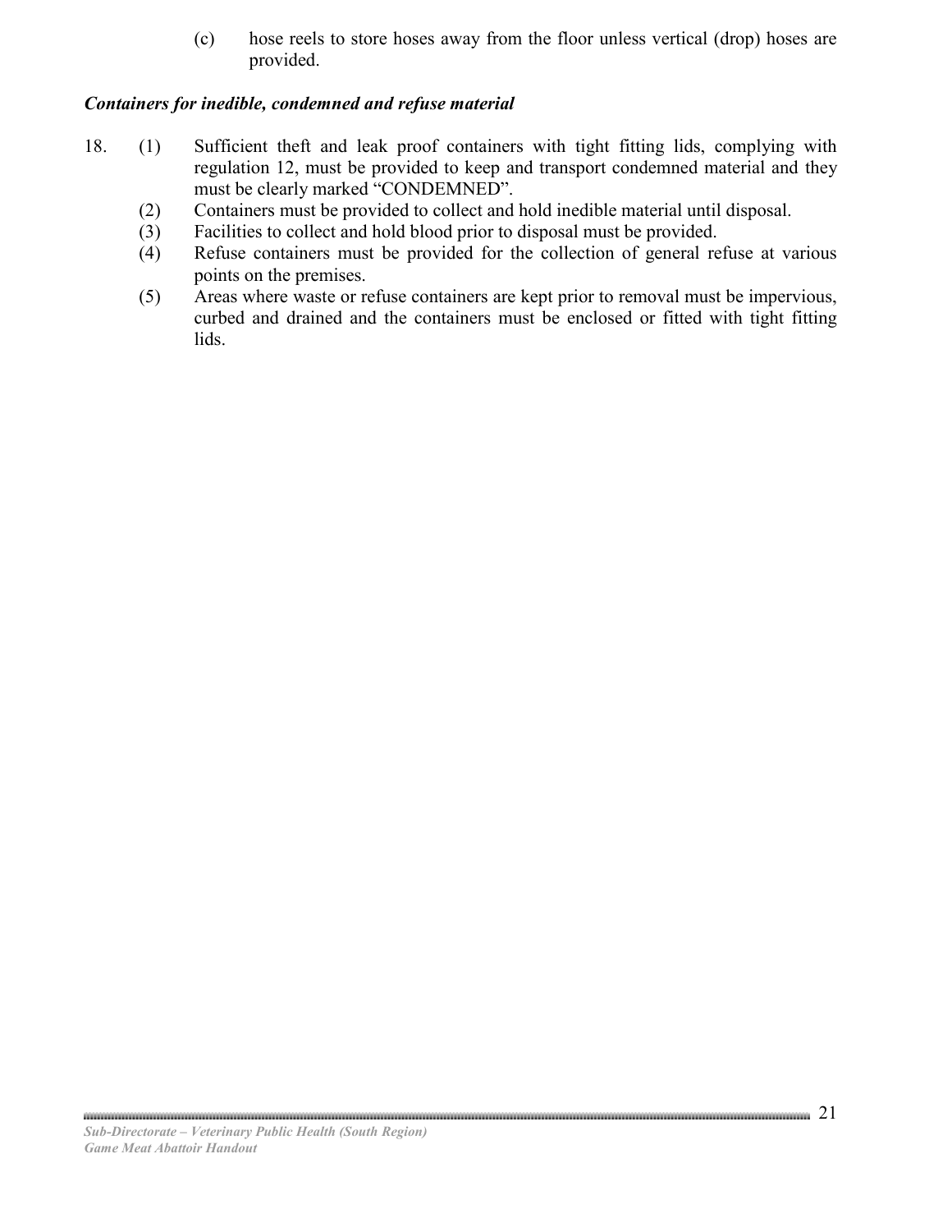(c) hose reels to store hoses away from the floor unless vertical (drop) hoses are provided.

***Containers for inedible, condemned and refuse material***

18. (1) Sufficient theft and leak proof containers with tight fitting lids, complying with regulation 12, must be provided to keep and transport condemned material and they must be clearly marked "CONDEMNED".
    (2) Containers must be provided to collect and hold inedible material until disposal.
    (3) Facilities to collect and hold blood prior to disposal must be provided.
    (4) Refuse containers must be provided for the collection of general refuse at various points on the premises.
    (5) Areas where waste or refuse containers are kept prior to removal must be impervious, curbed and drained and the containers must be enclosed or fitted with tight fitting lids.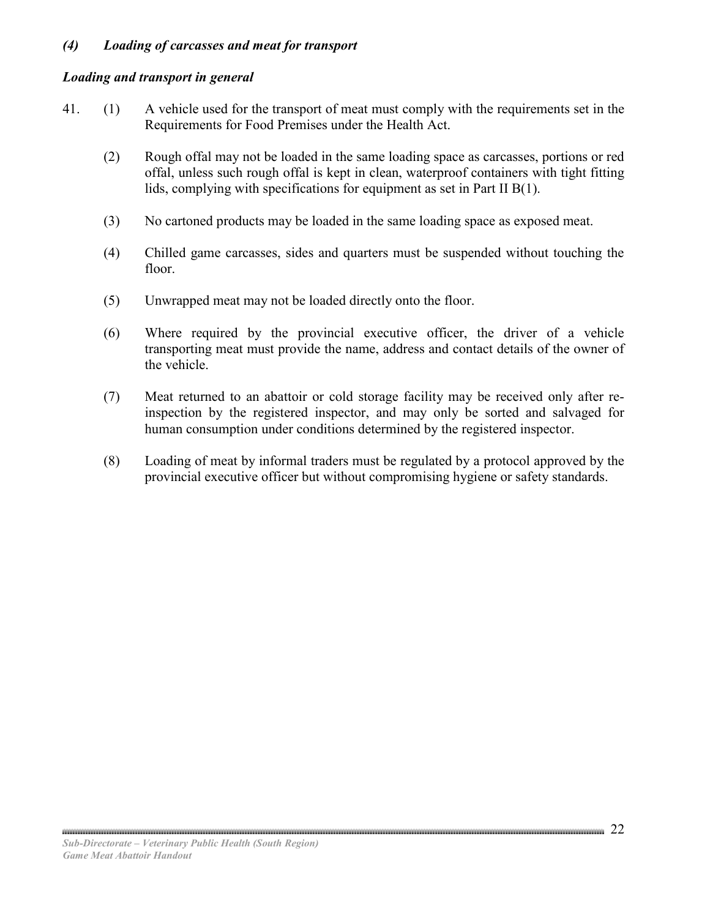### *(4) Loading of carcasses and meat for transport*

***Loading and transport in general***

41. (1) A vehicle used for the transport of meat must comply with the requirements set in the Requirements for Food Premises under the Health Act.

    (2) Rough offal may not be loaded in the same loading space as carcasses, portions or red offal, unless such rough offal is kept in clean, waterproof containers with tight fitting lids, complying with specifications for equipment as set in Part II B(1).

    (3) No cartoned products may be loaded in the same loading space as exposed meat.

    (4) Chilled game carcasses, sides and quarters must be suspended without touching the floor.

    (5) Unwrapped meat may not be loaded directly onto the floor.

    (6) Where required by the provincial executive officer, the driver of a vehicle transporting meat must provide the name, address and contact details of the owner of the vehicle.

    (7) Meat returned to an abattoir or cold storage facility may be received only after re-inspection by the registered inspector, and may only be sorted and salvaged for human consumption under conditions determined by the registered inspector.

    (8) Loading of meat by informal traders must be regulated by a protocol approved by the provincial executive officer but without compromising hygiene or safety standards.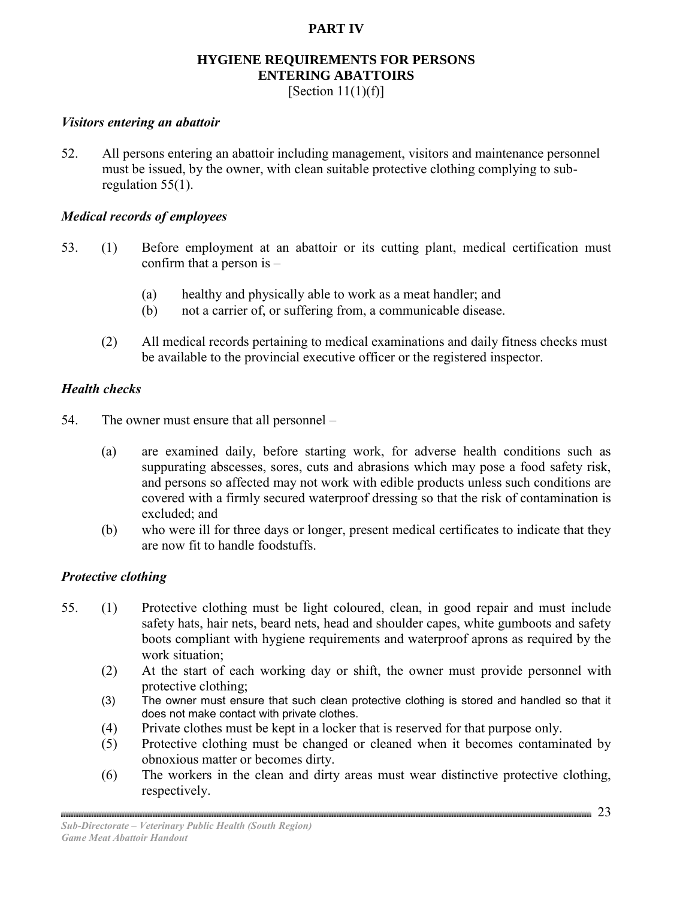# PART IV

## HYGIENE REQUIREMENTS FOR PERSONS ENTERING ABATTOIRS

[Section 11(1)(f)]

### *Visitors entering an abattoir*

52. All persons entering an abattoir including management, visitors and maintenance personnel must be issued, by the owner, with clean suitable protective clothing complying to sub-regulation 55(1).

### *Medical records of employees*

53. (1) Before employment at an abattoir or its cutting plant, medical certification must confirm that a person is –

    (a) healthy and physically able to work as a meat handler; and
    (b) not a carrier of, or suffering from, a communicable disease.

    (2) All medical records pertaining to medical examinations and daily fitness checks must be available to the provincial executive officer or the registered inspector.

### *Health checks*

54. The owner must ensure that all personnel –

    (a) are examined daily, before starting work, for adverse health conditions such as suppurating abscesses, sores, cuts and abrasions which may pose a food safety risk, and persons so affected may not work with edible products unless such conditions are covered with a firmly secured waterproof dressing so that the risk of contamination is excluded; and
    (b) who were ill for three days or longer, present medical certificates to indicate that they are now fit to handle foodstuffs.

### *Protective clothing*

55. (1) Protective clothing must be light coloured, clean, in good repair and must include safety hats, hair nets, beard nets, head and shoulder capes, white gumboots and safety boots compliant with hygiene requirements and waterproof aprons as required by the work situation;
    (2) At the start of each working day or shift, the owner must provide personnel with protective clothing;
    (3) The owner must ensure that such clean protective clothing is stored and handled so that it does not make contact with private clothes.
    (4) Private clothes must be kept in a locker that is reserved for that purpose only.
    (5) Protective clothing must be changed or cleaned when it becomes contaminated by obnoxious matter or becomes dirty.
    (6) The workers in the clean and dirty areas must wear distinctive protective clothing, respectively.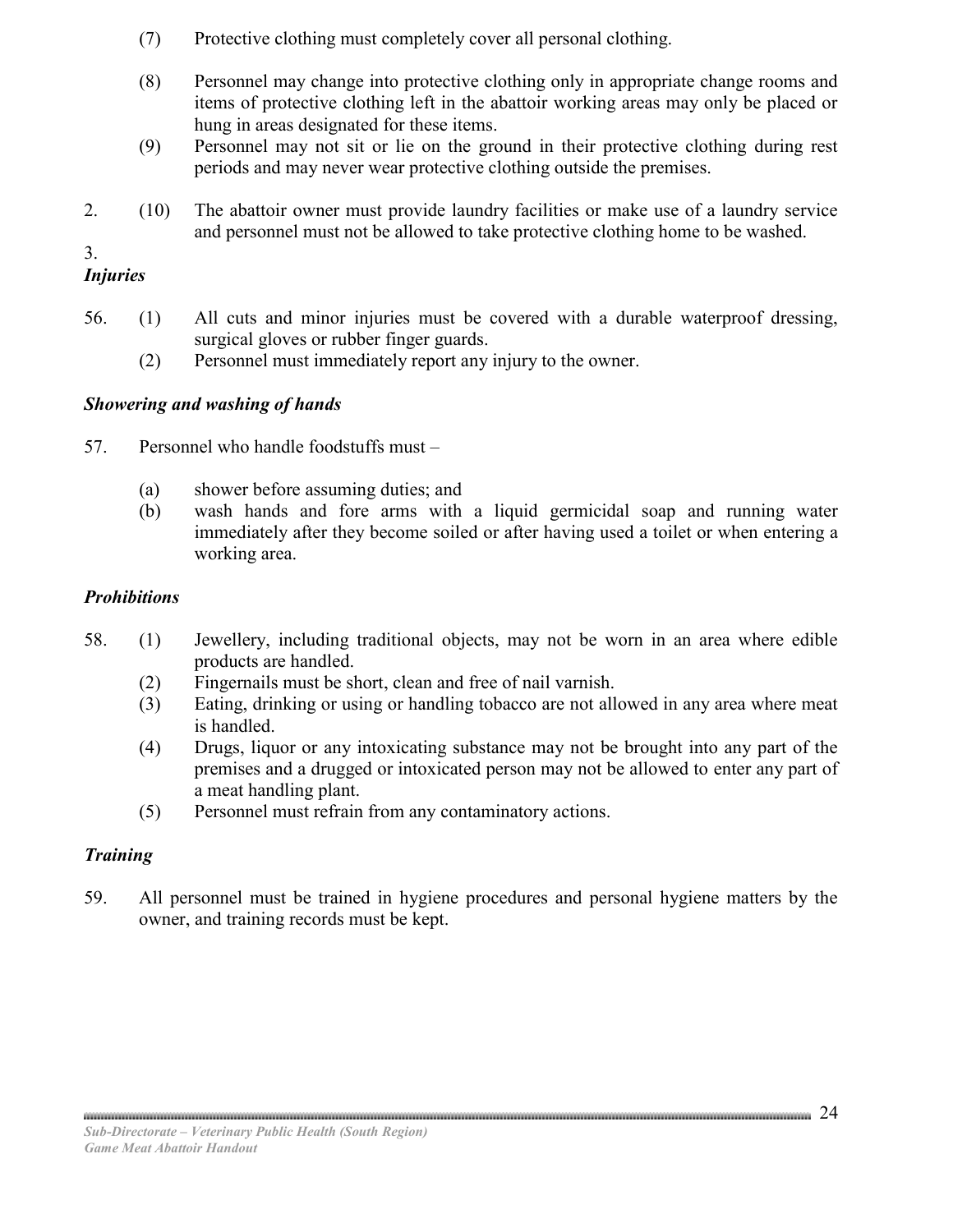(7) Protective clothing must completely cover all personal clothing.

(8) Personnel may change into protective clothing only in appropriate change rooms and items of protective clothing left in the abattoir working areas may only be placed or hung in areas designated for these items.

(9) Personnel may not sit or lie on the ground in their protective clothing during rest periods and may never wear protective clothing outside the premises.

2. (10) The abattoir owner must provide laundry facilities or make use of a laundry service and personnel must not be allowed to take protective clothing home to be washed.

3.

***Injuries***

56. (1) All cuts and minor injuries must be covered with a durable waterproof dressing, surgical gloves or rubber finger guards.

(2) Personnel must immediately report any injury to the owner.

***Showering and washing of hands***

57. Personnel who handle foodstuffs must –

(a) shower before assuming duties; and

(b) wash hands and fore arms with a liquid germicidal soap and running water immediately after they become soiled or after having used a toilet or when entering a working area.

***Prohibitions***

58. (1) Jewellery, including traditional objects, may not be worn in an area where edible products are handled.

(2) Fingernails must be short, clean and free of nail varnish.

(3) Eating, drinking or using or handling tobacco are not allowed in any area where meat is handled.

(4) Drugs, liquor or any intoxicating substance may not be brought into any part of the premises and a drugged or intoxicated person may not be allowed to enter any part of a meat handling plant.

(5) Personnel must refrain from any contaminatory actions.

***Training***

59. All personnel must be trained in hygiene procedures and personal hygiene matters by the owner, and training records must be kept.